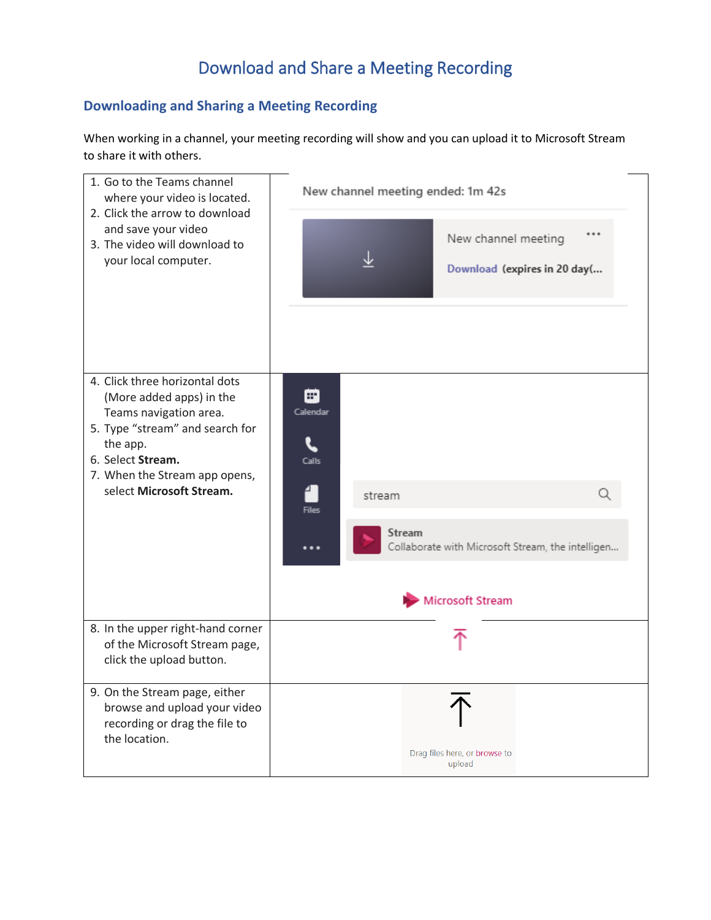# Download and Share a Meeting Recording

## Downloading and Sharing a Meeting Recording

When working in a channel, your meeting recording will show and you can upload it to Microsoft Stream to share it with others.

| Steps | Screenshot |
| --- | --- |
| 1. Go to the Teams channel where your video is located.<br>2. Click the arrow to download and save your video<br>3. The video will download to your local computer. | New channel meeting ended: 1m 42s<br>New channel meeting ...<br>Download (expires in 20 day(... |
| 4. Click three horizontal dots (More added apps) in the Teams navigation area.<br>5. Type "stream" and search for the app.<br>6. Select **Stream.**<br>7. When the Stream app opens, select **Microsoft Stream.** | Calendar<br>Calls<br>Files<br>...<br>stream<br>Stream<br>Collaborate with Microsoft Stream, the intelligen...<br>Microsoft Stream |
| 8. In the upper right-hand corner of the Microsoft Stream page, click the upload button. | |
| 9. On the Stream page, either browse and upload your video recording or drag the file to the location. | Drag files here, or browse to upload |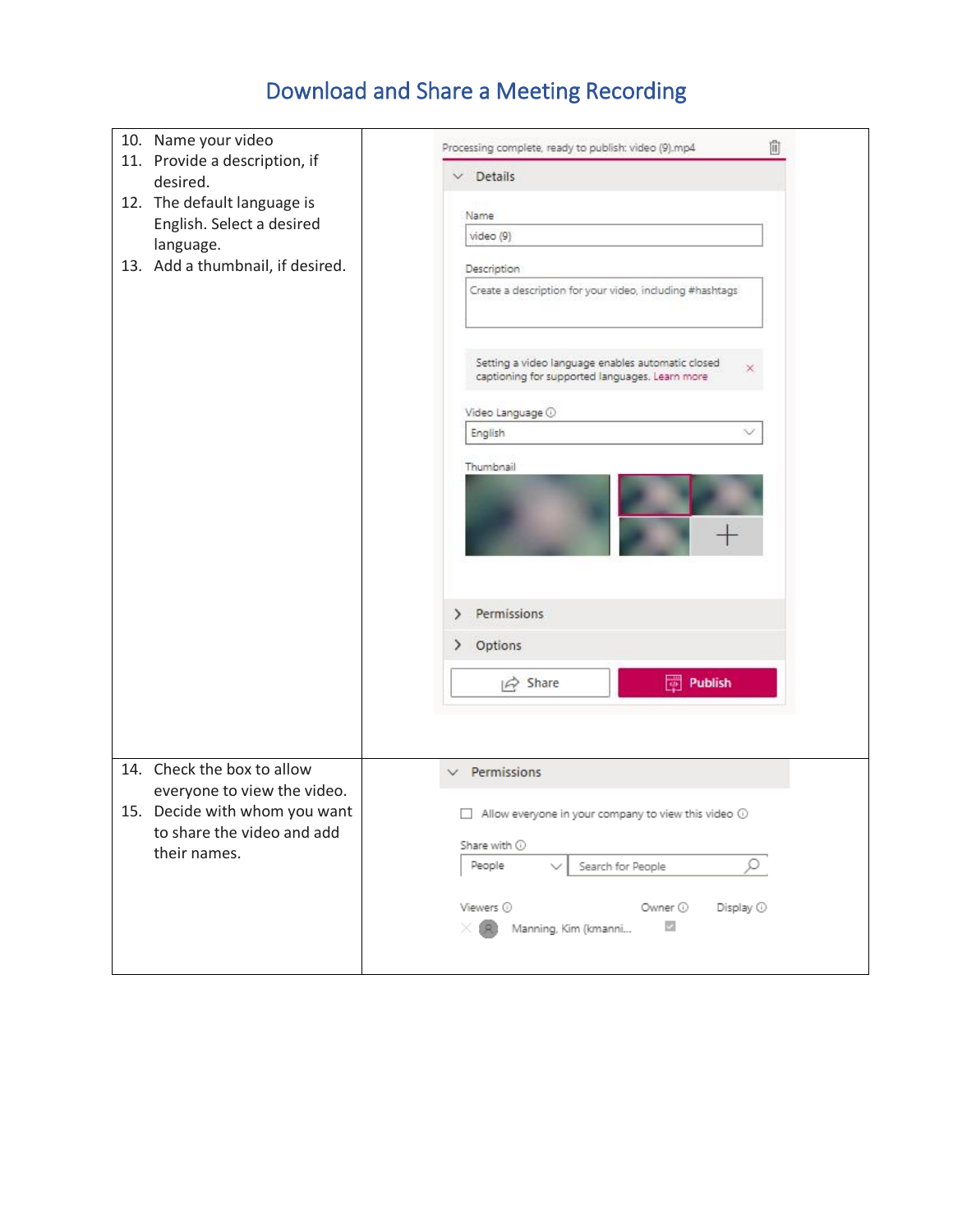# Download and Share a Meeting Recording

| | |
|---|---|
| 10. Name your video<br>11. Provide a description, if desired.<br>12. The default language is English. Select a desired language.<br>13. Add a thumbnail, if desired. | Processing complete, ready to publish: video (9).mp4<br>Details<br>Name: video (9)<br>Description: Create a description for your video, including #hashtags<br>Setting a video language enables automatic closed captioning for supported languages. Learn more<br>Video Language: English<br>Thumbnail<br>Permissions<br>Options<br>Share / Publish |
| 14. Check the box to allow everyone to view the video.<br>15. Decide with whom you want to share the video and add their names. | Permissions<br>Allow everyone in your company to view this video<br>Share with: People / Search for People<br>Viewers / Owner / Display<br>Manning, Kim (kmanni... |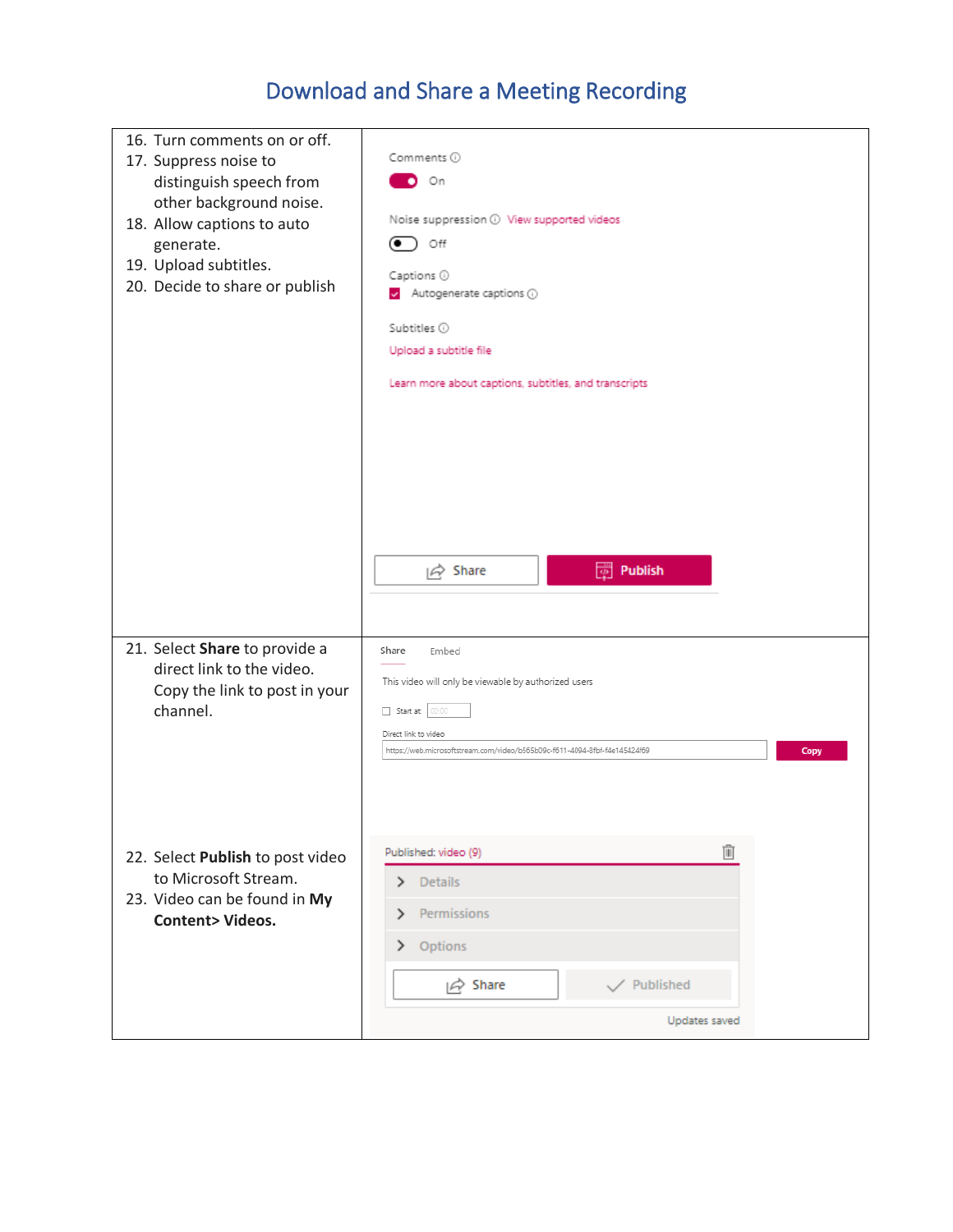# Download and Share a Meeting Recording

| | |
|---|---|
| 16. Turn comments on or off.<br>17. Suppress noise to distinguish speech from other background noise.<br>18. Allow captions to auto generate.<br>19. Upload subtitles.<br>20. Decide to share or publish | Comments<br>On<br>Noise suppression View supported videos<br>Off<br>Captions<br>Autogenerate captions<br>Subtitles<br>Upload a subtitle file<br>Learn more about captions, subtitles, and transcripts<br>Share Publish |
| 21. Select **Share** to provide a direct link to the video. Copy the link to post in your channel.<br><br>22. Select **Publish** to post video to Microsoft Stream.<br>23. Video can be found in **My Content> Videos.** | Share Embed<br>This video will only be viewable by authorized users<br>Start at: 00:00<br>Direct link to video<br>https://web.microsoftstream.com/video/b565b09c-f611-4094-8fbf-f4e145424f69 Copy<br><br>Published: video (9)<br>Details<br>Permissions<br>Options<br>Share Published<br>Updates saved |